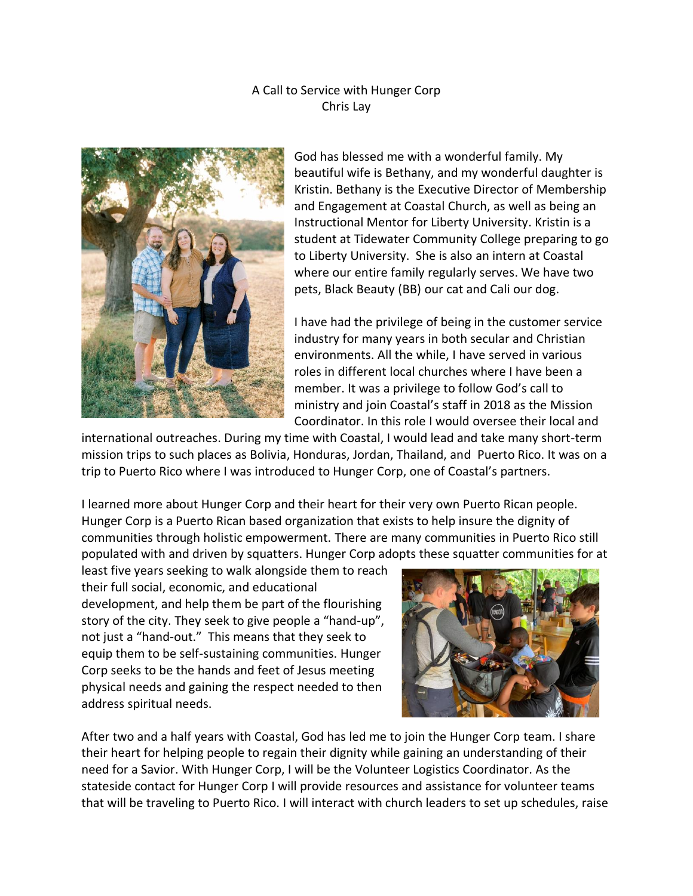A Call to Service with Hunger Corp

Chris Lay

God has blessed me with a wonderful family. My beautiful wife is Bethany, and my wonderful daughter is Kristin. Bethany is the Executive Director of Membership and Engagement at Coastal Church, as well as being an Instructional Mentor for Liberty University. Kristin is a student at Tidewater Community College preparing to go to Liberty University. She is also an intern at Coastal where our entire family regularly serves. We have two pets, Black Beauty (BB) our cat and Cali our dog.

I have had the privilege of being in the customer service industry for many years in both secular and Christian environments. All the while, I have served in various roles in different local churches where I have been a member. It was a privilege to follow God's call to ministry and join Coastal's staff in 2018 as the Mission Coordinator. In this role I would oversee their local and international outreaches. During my time with Coastal, I would lead and take many short-term mission trips to such places as Bolivia, Honduras, Jordan, Thailand, and Puerto Rico. It was on a trip to Puerto Rico where I was introduced to Hunger Corp, one of Coastal's partners.

I learned more about Hunger Corp and their heart for their very own Puerto Rican people. Hunger Corp is a Puerto Rican based organization that exists to help insure the dignity of communities through holistic empowerment. There are many communities in Puerto Rico still populated with and driven by squatters. Hunger Corp adopts these squatter communities for at least five years seeking to walk alongside them to reach their full social, economic, and educational development, and help them be part of the flourishing story of the city. They seek to give people a "hand-up", not just a "hand-out." This means that they seek to equip them to be self-sustaining communities. Hunger Corp seeks to be the hands and feet of Jesus meeting physical needs and gaining the respect needed to then address spiritual needs.

After two and a half years with Coastal, God has led me to join the Hunger Corp team. I share their heart for helping people to regain their dignity while gaining an understanding of their need for a Savior. With Hunger Corp, I will be the Volunteer Logistics Coordinator. As the stateside contact for Hunger Corp I will provide resources and assistance for volunteer teams that will be traveling to Puerto Rico. I will interact with church leaders to set up schedules, raise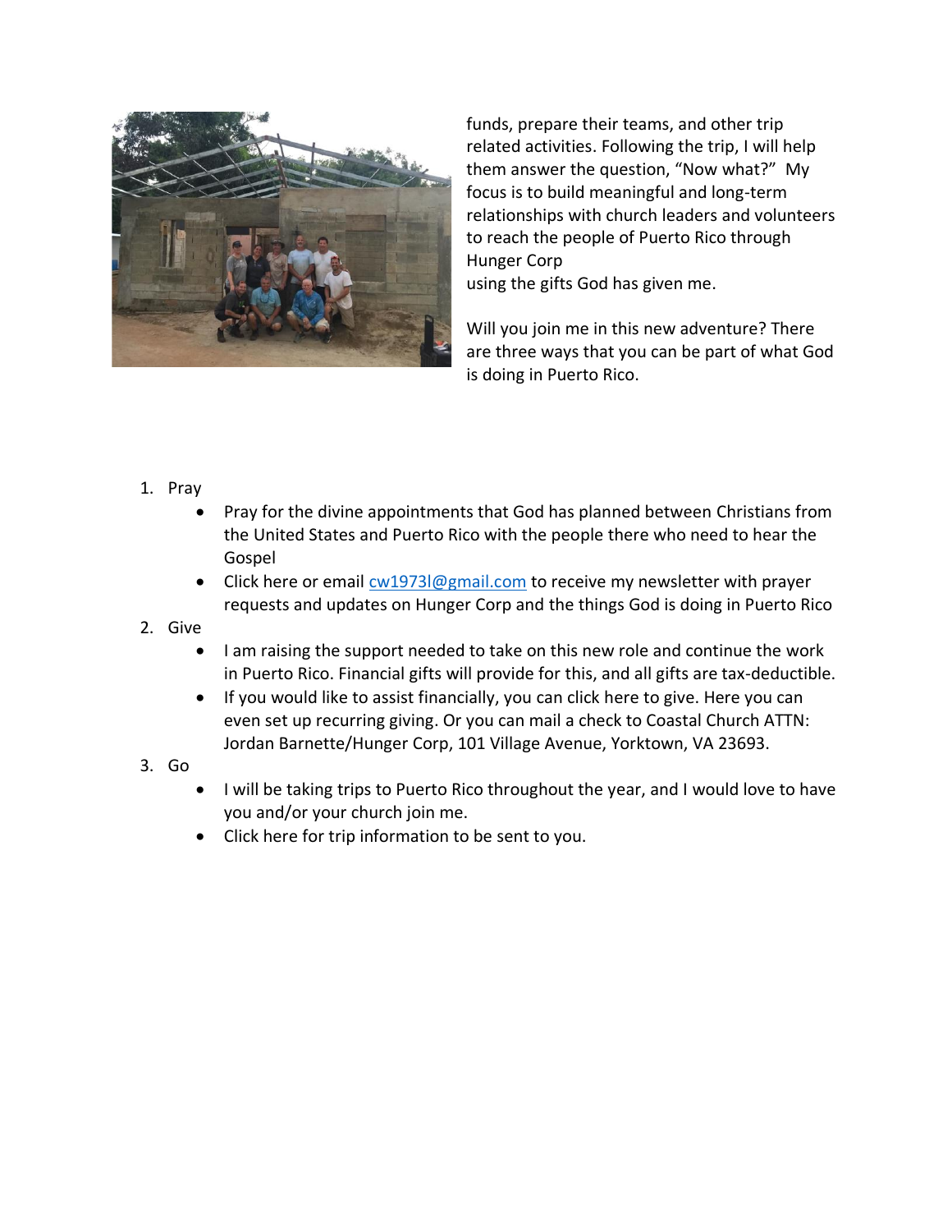funds, prepare their teams, and other trip related activities. Following the trip, I will help them answer the question, “Now what?” My focus is to build meaningful and long-term relationships with church leaders and volunteers to reach the people of Puerto Rico through Hunger Corp
using the gifts God has given me.

Will you join me in this new adventure? There are three ways that you can be part of what God is doing in Puerto Rico.

1. Pray
    - Pray for the divine appointments that God has planned between Christians from the United States and Puerto Rico with the people there who need to hear the Gospel
    - Click here or email cw1973l@gmail.com to receive my newsletter with prayer requests and updates on Hunger Corp and the things God is doing in Puerto Rico
2. Give
    - I am raising the support needed to take on this new role and continue the work in Puerto Rico. Financial gifts will provide for this, and all gifts are tax-deductible.
    - If you would like to assist financially, you can click here to give. Here you can even set up recurring giving. Or you can mail a check to Coastal Church ATTN: Jordan Barnette/Hunger Corp, 101 Village Avenue, Yorktown, VA 23693.
3. Go
    - I will be taking trips to Puerto Rico throughout the year, and I would love to have you and/or your church join me.
    - Click here for trip information to be sent to you.